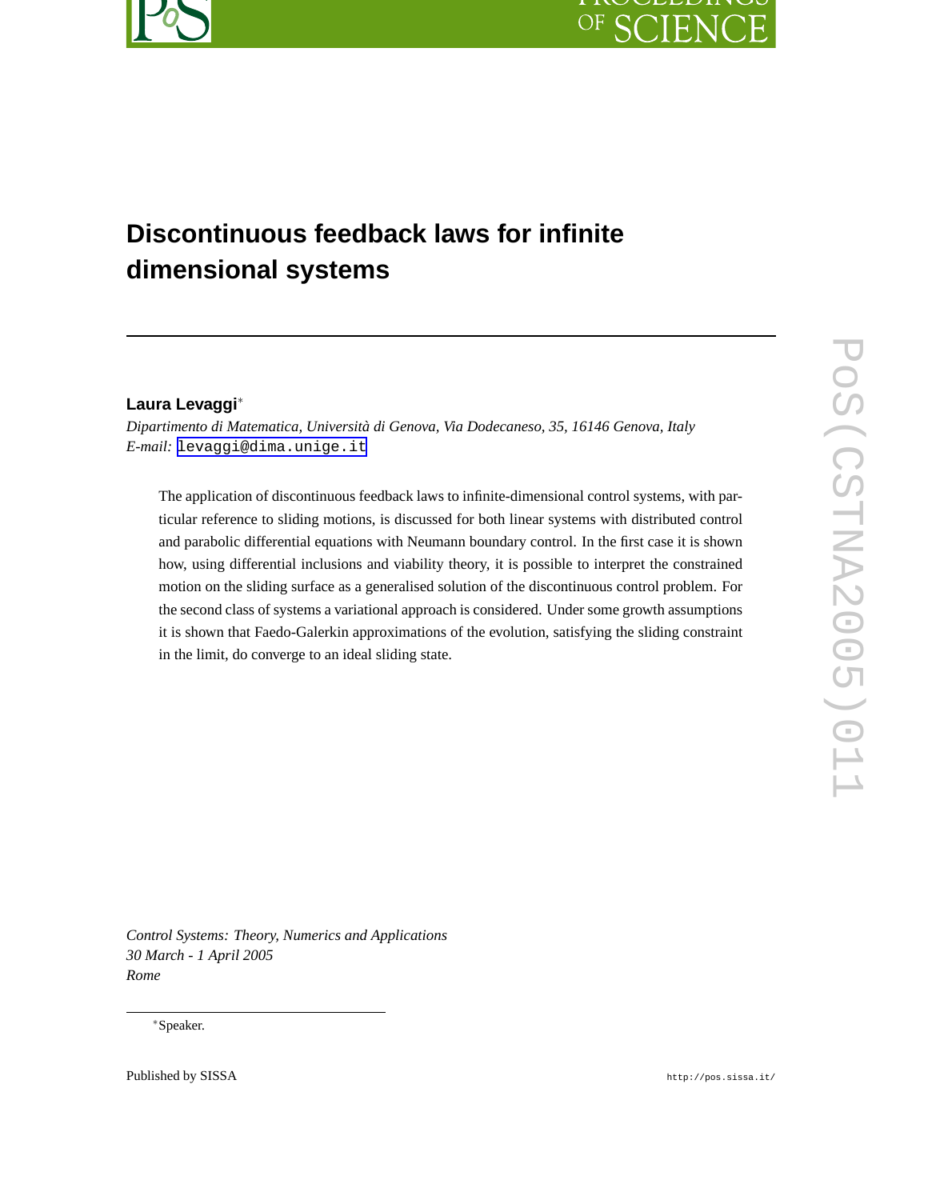# Discontinuous feedback laws for infinite dimensional systems

**Laura Levaggi**[*]

*Dipartimento di Matematica, Università di Genova, Via Dodecaneso, 35, 16146 Genova, Italy*
*E-mail:* levaggi@dima.unige.it

The application of discontinuous feedback laws to infinite-dimensional control systems, with particular reference to sliding motions, is discussed for both linear systems with distributed control and parabolic differential equations with Neumann boundary control. In the first case it is shown how, using differential inclusions and viability theory, it is possible to interpret the constrained motion on the sliding surface as a generalised solution of the discontinuous control problem. For the second class of systems a variational approach is considered. Under some growth assumptions it is shown that Faedo-Galerkin approximations of the evolution, satisfying the sliding constraint in the limit, do converge to an ideal sliding state.

*Control Systems: Theory, Numerics and Applications*
*30 March - 1 April 2005*
*Rome*

[*]Speaker.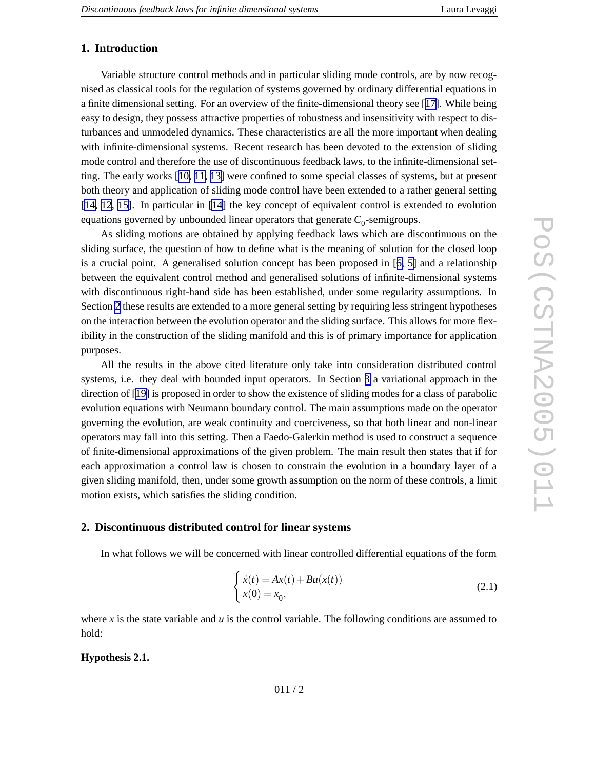## 1. Introduction

Variable structure control methods and in particular sliding mode controls, are by now recognised as classical tools for the regulation of systems governed by ordinary differential equations in a finite dimensional setting. For an overview of the finite-dimensional theory see [17]. While being easy to design, they possess attractive properties of robustness and insensitivity with respect to disturbances and unmodeled dynamics. These characteristics are all the more important when dealing with infinite-dimensional systems. Recent research has been devoted to the extension of sliding mode control and therefore the use of discontinuous feedback laws, to the infinite-dimensional setting. The early works [10, 11, 13] were confined to some special classes of systems, but at present both theory and application of sliding mode control have been extended to a rather general setting [14, 12, 15]. In particular in [14] the key concept of equivalent control is extended to evolution equations governed by unbounded linear operators that generate $C_0$-semigroups.

As sliding motions are obtained by applying feedback laws which are discontinuous on the sliding surface, the question of how to define what is the meaning of solution for the closed loop is a crucial point. A generalised solution concept has been proposed in [6, 5] and a relationship between the equivalent control method and generalised solutions of infinite-dimensional systems with discontinuous right-hand side has been established, under some regularity assumptions. In Section 2 these results are extended to a more general setting by requiring less stringent hypotheses on the interaction between the evolution operator and the sliding surface. This allows for more flexibility in the construction of the sliding manifold and this is of primary importance for application purposes.

All the results in the above cited literature only take into consideration distributed control systems, i.e. they deal with bounded input operators. In Section 3 a variational approach in the direction of [19] is proposed in order to show the existence of sliding modes for a class of parabolic evolution equations with Neumann boundary control. The main assumptions made on the operator governing the evolution, are weak continuity and coerciveness, so that both linear and non-linear operators may fall into this setting. Then a Faedo-Galerkin method is used to construct a sequence of finite-dimensional approximations of the given problem. The main result then states that if for each approximation a control law is chosen to constrain the evolution in a boundary layer of a given sliding manifold, then, under some growth assumption on the norm of these controls, a limit motion exists, which satisfies the sliding condition.

## 2. Discontinuous distributed control for linear systems

In what follows we will be concerned with linear controlled differential equations of the form

$$\begin{cases} \dot{x}(t) = Ax(t) + Bu(x(t)) \\ x(0) = x_0, \end{cases} \tag{2.1}$$

where $x$ is the state variable and $u$ is the control variable. The following conditions are assumed to hold:

**Hypothesis 2.1.**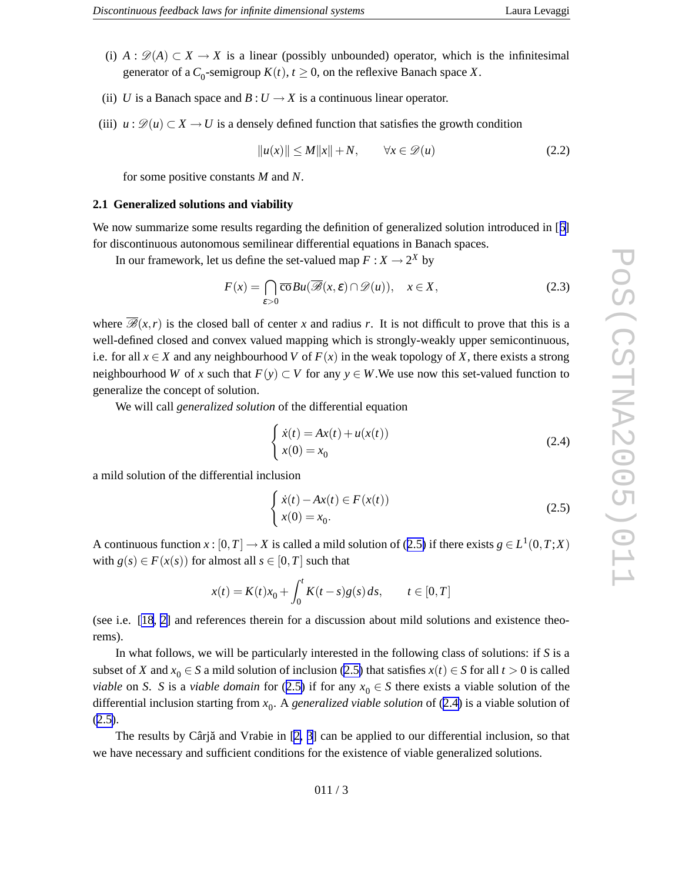(i) $A : \mathscr{D}(A) \subset X \to X$ is a linear (possibly unbounded) operator, which is the infinitesimal generator of a $C_0$-semigroup $K(t)$, $t \geq 0$, on the reflexive Banach space $X$.

(ii) $U$ is a Banach space and $B : U \to X$ is a continuous linear operator.

(iii) $u : \mathscr{D}(u) \subset X \to U$ is a densely defined function that satisfies the growth condition

$$\|u(x)\| \leq M\|x\| + N, \qquad \forall x \in \mathscr{D}(u) \tag{2.2}$$

for some positive constants $M$ and $N$.

### 2.1 Generalized solutions and viability

We now summarize some results regarding the definition of generalized solution introduced in [6] for discontinuous autonomous semilinear differential equations in Banach spaces.

In our framework, let us define the set-valued map $F : X \to 2^X$ by

$$F(x) = \bigcap_{\varepsilon > 0} \overline{\text{co}}\, Bu(\overline{\mathscr{B}}(x, \varepsilon) \cap \mathscr{D}(u)), \quad x \in X, \tag{2.3}$$

where $\overline{\mathscr{B}}(x,r)$ is the closed ball of center $x$ and radius $r$. It is not difficult to prove that this is a well-defined closed and convex valued mapping which is strongly-weakly upper semicontinuous, i.e. for all $x \in X$ and any neighbourhood $V$ of $F(x)$ in the weak topology of $X$, there exists a strong neighbourhood $W$ of $x$ such that $F(y) \subset V$ for any $y \in W$.We use now this set-valued function to generalize the concept of solution.

We will call *generalized solution* of the differential equation

$$\begin{cases} \dot{x}(t) = Ax(t) + u(x(t)) \\ x(0) = x_0 \end{cases} \tag{2.4}$$

a mild solution of the differential inclusion

$$\begin{cases} \dot{x}(t) - Ax(t) \in F(x(t)) \\ x(0) = x_0. \end{cases} \tag{2.5}$$

A continuous function $x : [0,T] \to X$ is called a mild solution of (2.5) if there exists $g \in L^1(0,T;X)$ with $g(s) \in F(x(s))$ for almost all $s \in [0,T]$ such that

$$x(t) = K(t)x_0 + \int_0^t K(t-s)g(s)\,ds, \qquad t \in [0,T]$$

(see i.e. [18, 2] and references therein for a discussion about mild solutions and existence theorems).

In what follows, we will be particularly interested in the following class of solutions: if $S$ is a subset of $X$ and $x_0 \in S$ a mild solution of inclusion (2.5) that satisfies $x(t) \in S$ for all $t > 0$ is called *viable* on $S$. $S$ is a *viable domain* for (2.5) if for any $x_0 \in S$ there exists a viable solution of the differential inclusion starting from $x_0$. A *generalized viable solution* of (2.4) is a viable solution of (2.5).

The results by Cârjă and Vrabie in [2, 3] can be applied to our differential inclusion, so that we have necessary and sufficient conditions for the existence of viable generalized solutions.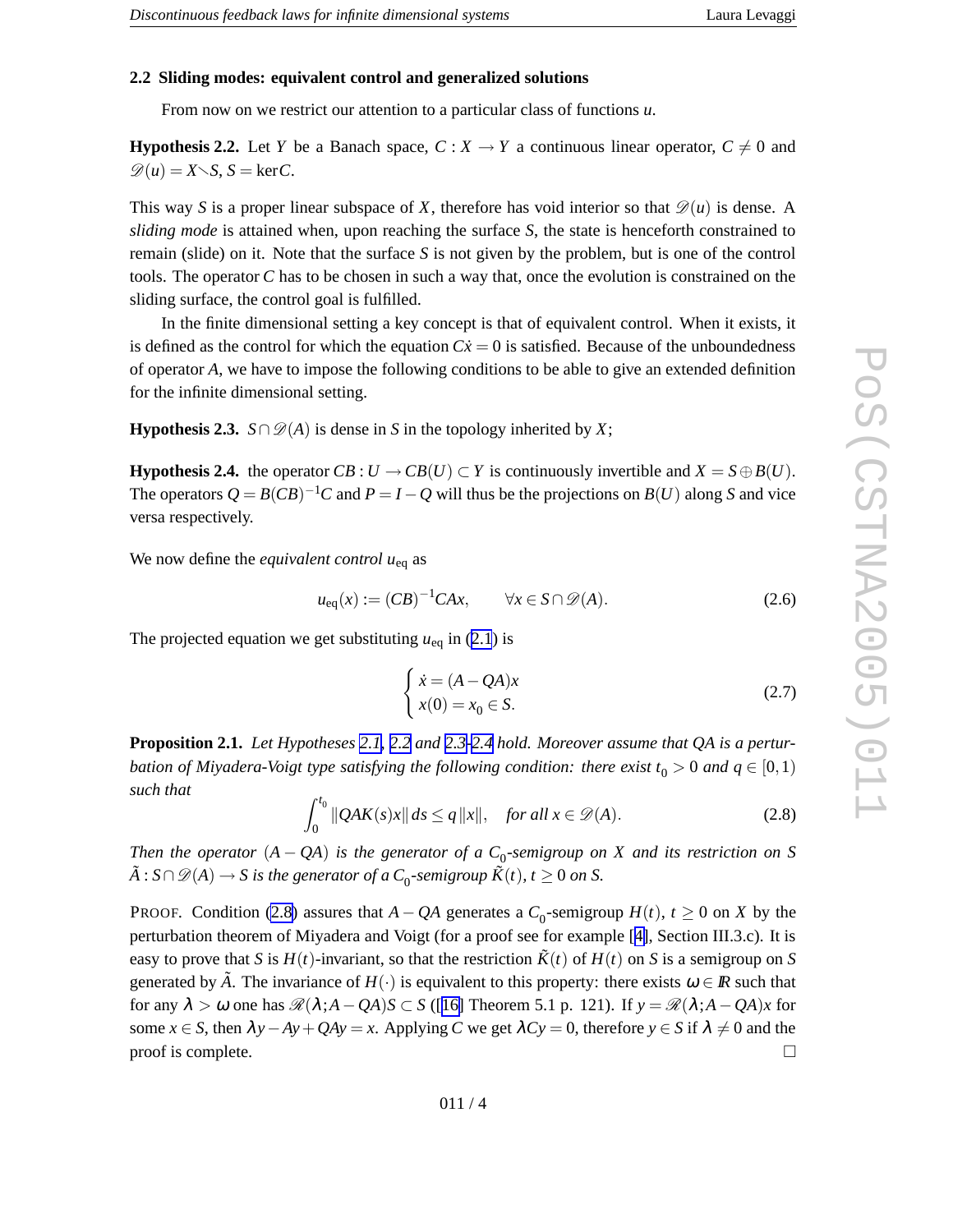### 2.2 Sliding modes: equivalent control and generalized solutions

From now on we restrict our attention to a particular class of functions $u$.

**Hypothesis 2.2.** Let $Y$ be a Banach space, $C : X \to Y$ a continuous linear operator, $C \neq 0$ and $\mathscr{D}(u) = X \setminus S$, $S = \ker C$.

This way $S$ is a proper linear subspace of $X$, therefore has void interior so that $\mathscr{D}(u)$ is dense. A *sliding mode* is attained when, upon reaching the surface $S$, the state is henceforth constrained to remain (slide) on it. Note that the surface $S$ is not given by the problem, but is one of the control tools. The operator $C$ has to be chosen in such a way that, once the evolution is constrained on the sliding surface, the control goal is fulfilled.

In the finite dimensional setting a key concept is that of equivalent control. When it exists, it is defined as the control for which the equation $C\dot{x} = 0$ is satisfied. Because of the unboundedness of operator $A$, we have to impose the following conditions to be able to give an extended definition for the infinite dimensional setting.

**Hypothesis 2.3.** $S \cap \mathscr{D}(A)$ is dense in $S$ in the topology inherited by $X$;

**Hypothesis 2.4.** the operator $CB : U \to CB(U) \subset Y$ is continuously invertible and $X = S \oplus B(U)$. The operators $Q = B(CB)^{-1}C$ and $P = I - Q$ will thus be the projections on $B(U)$ along $S$ and vice versa respectively.

We now define the *equivalent control* $u_{\text{eq}}$ as

$$u_{\text{eq}}(x) := (CB)^{-1}CAx, \qquad \forall x \in S \cap \mathscr{D}(A). \tag{2.6}$$

The projected equation we get substituting $u_{\text{eq}}$ in (2.1) is

$$\begin{cases} \dot{x} = (A - QA)x \\ x(0) = x_0 \in S. \end{cases} \tag{2.7}$$

**Proposition 2.1.** *Let Hypotheses 2.1, 2.2 and 2.3-2.4 hold. Moreover assume that $QA$ is a perturbation of Miyadera-Voigt type satisfying the following condition: there exist $t_0 > 0$ and $q \in [0,1)$ such that*

$$\int_0^{t_0} \|QAK(s)x\|\, ds \leq q\|x\|, \quad \text{for all } x \in \mathscr{D}(A). \tag{2.8}$$

*Then the operator $(A - QA)$ is the generator of a $C_0$-semigroup on $X$ and its restriction on $S$ $\tilde{A} : S \cap \mathscr{D}(A) \to S$ is the generator of a $C_0$-semigroup $\tilde{K}(t)$, $t \geq 0$ on $S$.*

Proof. Condition (2.8) assures that $A - QA$ generates a $C_0$-semigroup $H(t)$, $t \geq 0$ on $X$ by the perturbation theorem of Miyadera and Voigt (for a proof see for example [4], Section III.3.c). It is easy to prove that $S$ is $H(t)$-invariant, so that the restriction $\tilde{K}(t)$ of $H(t)$ on $S$ is a semigroup on $S$ generated by $\tilde{A}$. The invariance of $H(\cdot)$ is equivalent to this property: there exists $\omega \in \mathbb{R}$ such that for any $\lambda > \omega$ one has $\mathscr{R}(\lambda; A - QA)S \subset S$ ([16] Theorem 5.1 p. 121). If $y = \mathscr{R}(\lambda; A - QA)x$ for some $x \in S$, then $\lambda y - Ay + QAy = x$. Applying $C$ we get $\lambda Cy = 0$, therefore $y \in S$ if $\lambda \neq 0$ and the proof is complete. □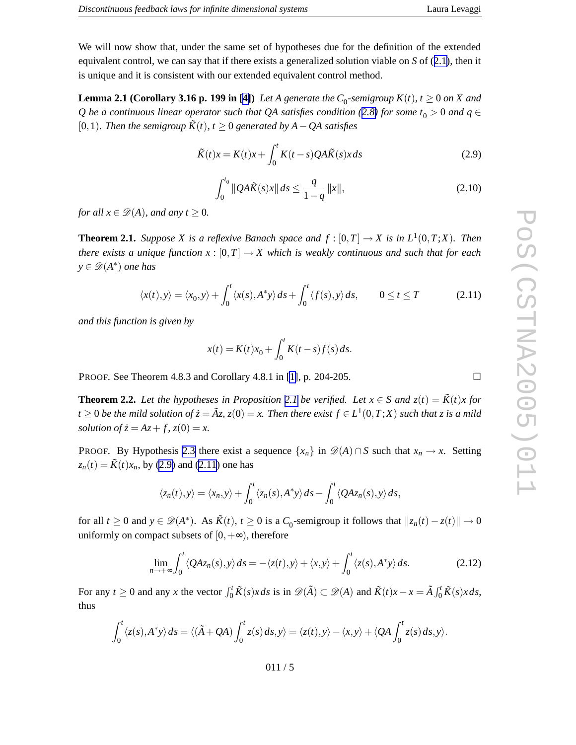We will now show that, under the same set of hypotheses due for the definition of the extended equivalent control, we can say that if there exists a generalized solution viable on $S$ of (2.1), then it is unique and it is consistent with our extended equivalent control method.

**Lemma 2.1 (Corollary 3.16 p. 199 in [4])** *Let $A$ generate the $C_0$-semigroup $K(t)$, $t \geq 0$ on $X$ and $Q$ be a continuous linear operator such that $QA$ satisfies condition (2.8) for some $t_0 > 0$ and $q \in [0,1)$. Then the semigroup $\tilde{K}(t)$, $t \geq 0$ generated by $A - QA$ satisfies*

$$\tilde{K}(t)x = K(t)x + \int_0^t K(t-s)QA\tilde{K}(s)x\,ds \tag{2.9}$$

$$\int_0^{t_0} \|QA\tilde{K}(s)x\|\,ds \leq \frac{q}{1-q}\|x\|, \tag{2.10}$$

*for all $x \in \mathscr{D}(A)$, and any $t \geq 0$.*

**Theorem 2.1.** *Suppose $X$ is a reflexive Banach space and $f : [0,T] \to X$ is in $L^1(0,T;X)$. Then there exists a unique function $x : [0,T] \to X$ which is weakly continuous and such that for each $y \in \mathscr{D}(A^*)$ one has*

$$\langle x(t), y\rangle = \langle x_0, y\rangle + \int_0^t \langle x(s), A^* y\rangle\,ds + \int_0^t \langle f(s), y\rangle\,ds, \qquad 0 \leq t \leq T \tag{2.11}$$

*and this function is given by*

$$x(t) = K(t)x_0 + \int_0^t K(t-s)f(s)\,ds.$$

PROOF. See Theorem 4.8.3 and Corollary 4.8.1 in [1], p. 204-205. □

**Theorem 2.2.** *Let the hypotheses in Proposition 2.1 be verified. Let $x \in S$ and $z(t) = \tilde{K}(t)x$ for $t \geq 0$ be the mild solution of $\dot{z} = \tilde{A}z$, $z(0) = x$. Then there exist $f \in L^1(0,T;X)$ such that $z$ is a mild solution of $\dot{z} = Az + f$, $z(0) = x$.*

PROOF. By Hypothesis 2.3 there exist a sequence $\{x_n\}$ in $\mathscr{D}(A) \cap S$ such that $x_n \to x$. Setting $z_n(t) = \tilde{K}(t)x_n$, by (2.9) and (2.11) one has

$$\langle z_n(t), y\rangle = \langle x_n, y\rangle + \int_0^t \langle z_n(s), A^* y\rangle\,ds - \int_0^t \langle QAz_n(s), y\rangle\,ds,$$

for all $t \geq 0$ and $y \in \mathscr{D}(A^*)$. As $\tilde{K}(t)$, $t \geq 0$ is a $C_0$-semigroup it follows that $\|z_n(t) - z(t)\| \to 0$ uniformly on compact subsets of $[0,+\infty)$, therefore

$$\lim_{n\to+\infty} \int_0^t \langle QAz_n(s), y\rangle\,ds = -\langle z(t), y\rangle + \langle x, y\rangle + \int_0^t \langle z(s), A^* y\rangle\,ds. \tag{2.12}$$

For any $t \geq 0$ and any $x$ the vector $\int_0^t \tilde{K}(s)x\,ds$ is in $\mathscr{D}(\tilde{A}) \subset \mathscr{D}(A)$ and $\tilde{K}(t)x - x = \tilde{A}\int_0^t \tilde{K}(s)x\,ds$, thus

$$\int_0^t \langle z(s), A^* y\rangle\,ds = \langle (\tilde{A} + QA)\int_0^t z(s)\,ds, y\rangle = \langle z(t), y\rangle - \langle x, y\rangle + \langle QA\int_0^t z(s)\,ds, y\rangle.$$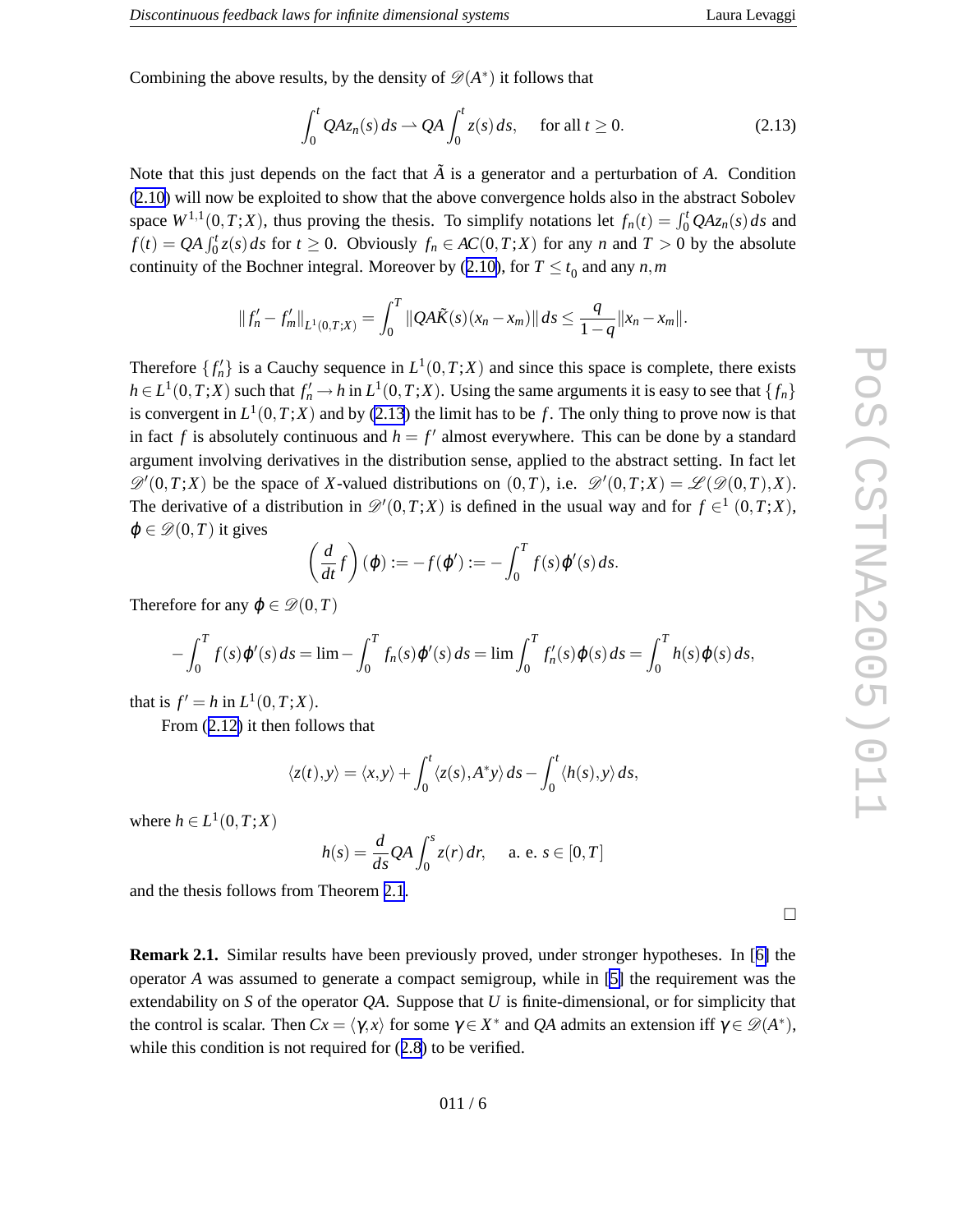Combining the above results, by the density of $\mathscr{D}(A^*)$ it follows that

$$\int_0^t QAz_n(s)\,ds \rightharpoonup QA\int_0^t z(s)\,ds, \qquad \text{for all } t \geq 0. \tag{2.13}$$

Note that this just depends on the fact that $\tilde{A}$ is a generator and a perturbation of $A$. Condition (2.10) will now be exploited to show that the above convergence holds also in the abstract Sobolev space $W^{1,1}(0,T;X)$, thus proving the thesis. To simplify notations let $f_n(t) = \int_0^t QAz_n(s)\,ds$ and $f(t) = QA\int_0^t z(s)\,ds$ for $t \geq 0$. Obviously $f_n \in AC(0,T;X)$ for any $n$ and $T > 0$ by the absolute continuity of the Bochner integral. Moreover by (2.10), for $T \leq t_0$ and any $n, m$

$$\| f_n' - f_m'\|_{L^1(0,T;X)} = \int_0^T \|QA\tilde{K}(s)(x_n - x_m)\|\,ds \leq \frac{q}{1-q}\|x_n - x_m\|.$$

Therefore $\{f_n'\}$ is a Cauchy sequence in $L^1(0,T;X)$ and since this space is complete, there exists $h \in L^1(0,T;X)$ such that $f_n' \to h$ in $L^1(0,T;X)$. Using the same arguments it is easy to see that $\{f_n\}$ is convergent in $L^1(0,T;X)$ and by (2.13) the limit has to be $f$. The only thing to prove now is that in fact $f$ is absolutely continuous and $h = f'$ almost everywhere. This can be done by a standard argument involving derivatives in the distribution sense, applied to the abstract setting. In fact let $\mathscr{D}'(0,T;X)$ be the space of $X$-valued distributions on $(0,T)$, i.e. $\mathscr{D}'(0,T;X) = \mathscr{L}(\mathscr{D}(0,T),X)$. The derivative of a distribution in $\mathscr{D}'(0,T;X)$ is defined in the usual way and for $f \in^1 (0,T;X)$, $\phi \in \mathscr{D}(0,T)$ it gives

$$\left(\frac{d}{dt}f\right)(\phi) := -f(\phi') := -\int_0^T f(s)\phi'(s)\,ds.$$

Therefore for any $\phi \in \mathscr{D}(0,T)$

$$-\int_0^T f(s)\phi'(s)\,ds = \lim -\int_0^T f_n(s)\phi'(s)\,ds = \lim \int_0^T f_n'(s)\phi(s)\,ds = \int_0^T h(s)\phi(s)\,ds,$$

that is $f' = h$ in $L^1(0,T;X)$.

From (2.12) it then follows that

$$\langle z(t), y\rangle = \langle x, y\rangle + \int_0^t \langle z(s), A^* y\rangle\,ds - \int_0^t \langle h(s), y\rangle\,ds,$$

where $h \in L^1(0,T;X)$

$$h(s) = \frac{d}{ds}QA\int_0^s z(r)\,dr, \qquad \text{a. e. } s \in [0,T]$$

and the thesis follows from Theorem 2.1.

□

**Remark 2.1.** Similar results have been previously proved, under stronger hypotheses. In [6] the operator $A$ was assumed to generate a compact semigroup, while in [5] the requirement was the extendability on $S$ of the operator $QA$. Suppose that $U$ is finite-dimensional, or for simplicity that the control is scalar. Then $Cx = \langle \gamma, x\rangle$ for some $\gamma \in X^*$ and $QA$ admits an extension iff $\gamma \in \mathscr{D}(A^*)$, while this condition is not required for (2.8) to be verified.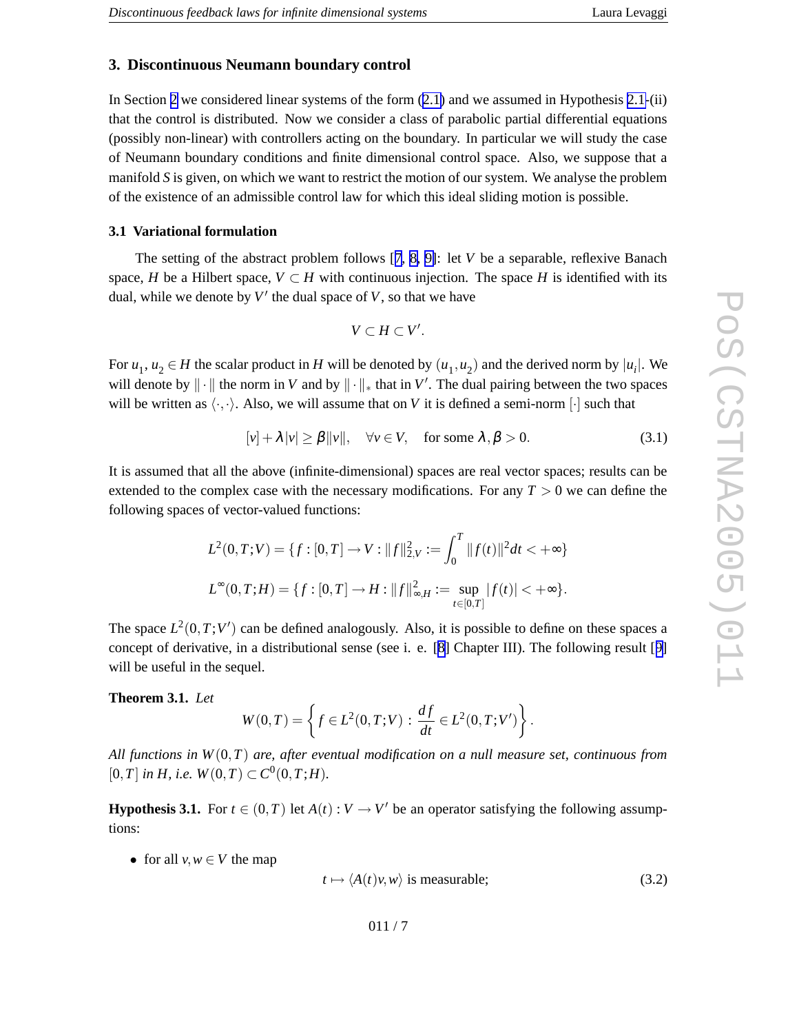## 3. Discontinuous Neumann boundary control

In Section 2 we considered linear systems of the form (2.1) and we assumed in Hypothesis 2.1-(ii) that the control is distributed. Now we consider a class of parabolic partial differential equations (possibly non-linear) with controllers acting on the boundary. In particular we will study the case of Neumann boundary conditions and finite dimensional control space. Also, we suppose that a manifold $S$ is given, on which we want to restrict the motion of our system. We analyse the problem of the existence of an admissible control law for which this ideal sliding motion is possible.

### 3.1 Variational formulation

The setting of the abstract problem follows [7, 8, 9]: let $V$ be a separable, reflexive Banach space, $H$ be a Hilbert space, $V \subset H$ with continuous injection. The space $H$ is identified with its dual, while we denote by $V'$ the dual space of $V$, so that we have

$$V \subset H \subset V'.$$

For $u_1, u_2 \in H$ the scalar product in $H$ will be denoted by $(u_1, u_2)$ and the derived norm by $|u_i|$. We will denote by $\|\cdot\|$ the norm in $V$ and by $\|\cdot\|_*$ that in $V'$. The dual pairing between the two spaces will be written as $\langle \cdot, \cdot \rangle$. Also, we will assume that on $V$ it is defined a semi-norm $[\cdot]$ such that

$$[v] + \lambda |v| \geq \beta \|v\|, \quad \forall v \in V, \quad \text{for some } \lambda, \beta > 0. \tag{3.1}$$

It is assumed that all the above (infinite-dimensional) spaces are real vector spaces; results can be extended to the complex case with the necessary modifications. For any $T > 0$ we can define the following spaces of vector-valued functions:

$$L^2(0,T;V) = \{ f : [0,T] \to V : \|f\|_{2,V}^2 := \int_0^T \|f(t)\|^2 dt < +\infty \}$$

$$L^\infty(0,T;H) = \{ f : [0,T] \to H : \|f\|_{\infty,H}^2 := \sup_{t \in [0,T]} |f(t)| < +\infty \}.$$

The space $L^2(0,T;V')$ can be defined analogously. Also, it is possible to define on these spaces a concept of derivative, in a distributional sense (see i. e. [8] Chapter III). The following result [9] will be useful in the sequel.

**Theorem 3.1.** *Let*

$$W(0,T) = \left\{ f \in L^2(0,T;V) : \frac{df}{dt} \in L^2(0,T;V') \right\}.$$

*All functions in $W(0,T)$ are, after eventual modification on a null measure set, continuous from $[0,T]$ in $H$, i.e. $W(0,T) \subset C^0(0,T;H)$.*

**Hypothesis 3.1.** For $t \in (0,T)$ let $A(t) : V \to V'$ be an operator satisfying the following assumptions:

- for all $v, w \in V$ the map

$$t \mapsto \langle A(t)v, w \rangle \text{ is measurable;} \tag{3.2}$$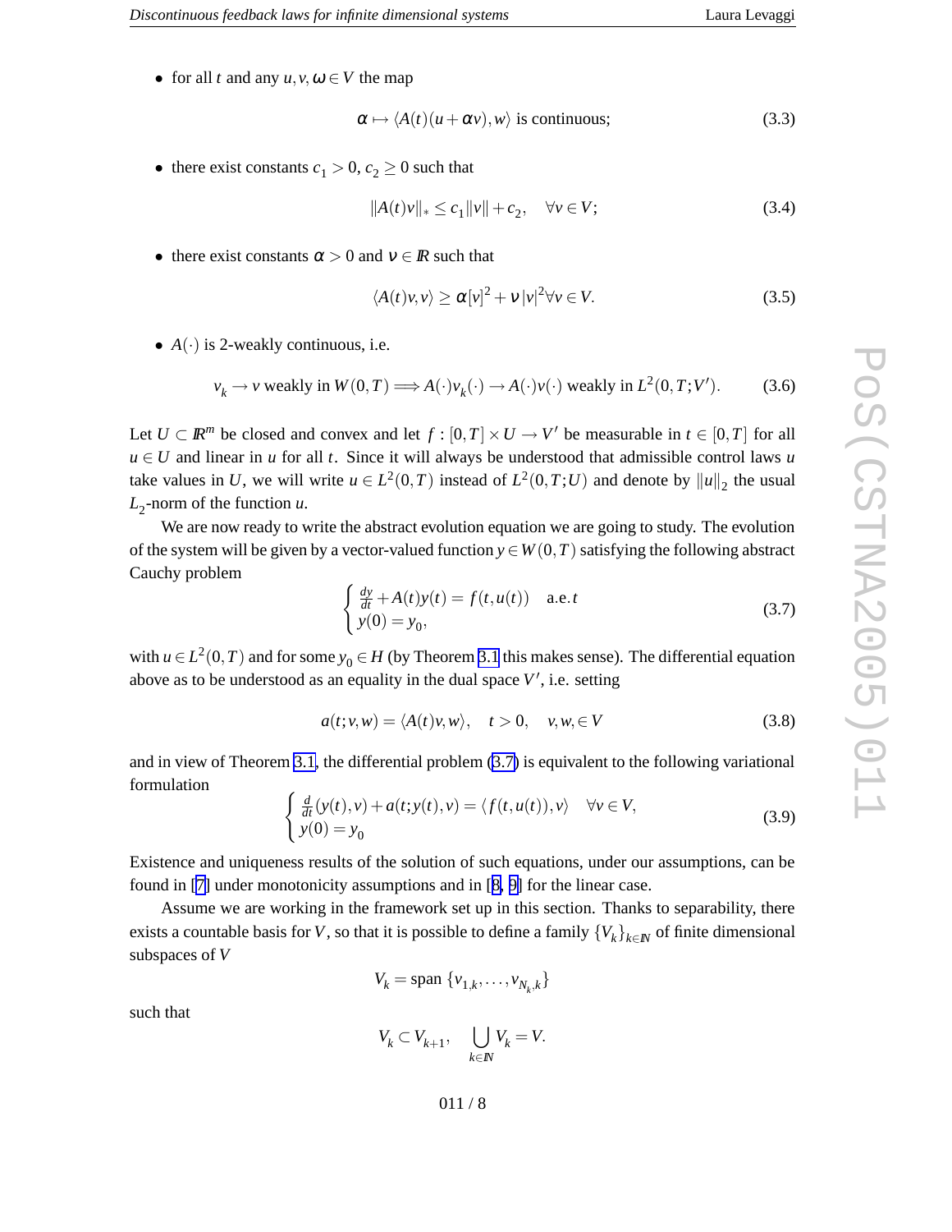- for all $t$ and any $u, v, \omega \in V$ the map

$$\alpha \mapsto \langle A(t)(u + \alpha v), w\rangle \text{ is continuous;} \tag{3.3}$$

- there exist constants $c_1 > 0$, $c_2 \geq 0$ such that

$$\|A(t)v\|_* \leq c_1\|v\| + c_2, \quad \forall v \in V; \tag{3.4}$$

- there exist constants $\alpha > 0$ and $\nu \in I\!R$ such that

$$\langle A(t)v, v\rangle \geq \alpha [v]^2 + \nu\, |v|^2 \forall v \in V. \tag{3.5}$$

- $A(\cdot)$ is 2-weakly continuous, i.e.

$$v_k \to v \text{ weakly in } W(0,T) \Longrightarrow A(\cdot)v_k(\cdot) \to A(\cdot)v(\cdot) \text{ weakly in } L^2(0,T;V'). \tag{3.6}$$

Let $U \subset I\!R^m$ be closed and convex and let $f : [0,T] \times U \to V'$ be measurable in $t \in [0,T]$ for all $u \in U$ and linear in $u$ for all $t$. Since it will always be understood that admissible control laws $u$ take values in $U$, we will write $u \in L^2(0,T)$ instead of $L^2(0,T;U)$ and denote by $\|u\|_2$ the usual $L_2$-norm of the function $u$.

We are now ready to write the abstract evolution equation we are going to study. The evolution of the system will be given by a vector-valued function $y \in W(0,T)$ satisfying the following abstract Cauchy problem

$$\begin{cases} \frac{dy}{dt} + A(t)y(t) = f(t, u(t)) \quad \text{a.e.}\, t \\ y(0) = y_0, \end{cases} \tag{3.7}$$

with $u \in L^2(0,T)$ and for some $y_0 \in H$ (by Theorem 3.1 this makes sense). The differential equation above as to be understood as an equality in the dual space $V'$, i.e. setting

$$a(t; v, w) = \langle A(t)v, w\rangle, \quad t > 0, \quad v, w, \in V \tag{3.8}$$

and in view of Theorem 3.1, the differential problem (3.7) is equivalent to the following variational formulation

$$\begin{cases} \frac{d}{dt}(y(t), v) + a(t; y(t), v) = \langle f(t, u(t)), v\rangle \quad \forall v \in V, \\ y(0) = y_0 \end{cases} \tag{3.9}$$

Existence and uniqueness results of the solution of such equations, under our assumptions, can be found in [7] under monotonicity assumptions and in [8, 9] for the linear case.

Assume we are working in the framework set up in this section. Thanks to separability, there exists a countable basis for $V$, so that it is possible to define a family $\{V_k\}_{k \in I\!N}$ of finite dimensional subspaces of $V$

$$V_k = \text{span}\,\{v_{1,k}, \ldots, v_{N_k,k}\}$$

such that

$$V_k \subset V_{k+1}, \quad \bigcup_{k \in I\!N} V_k = V.$$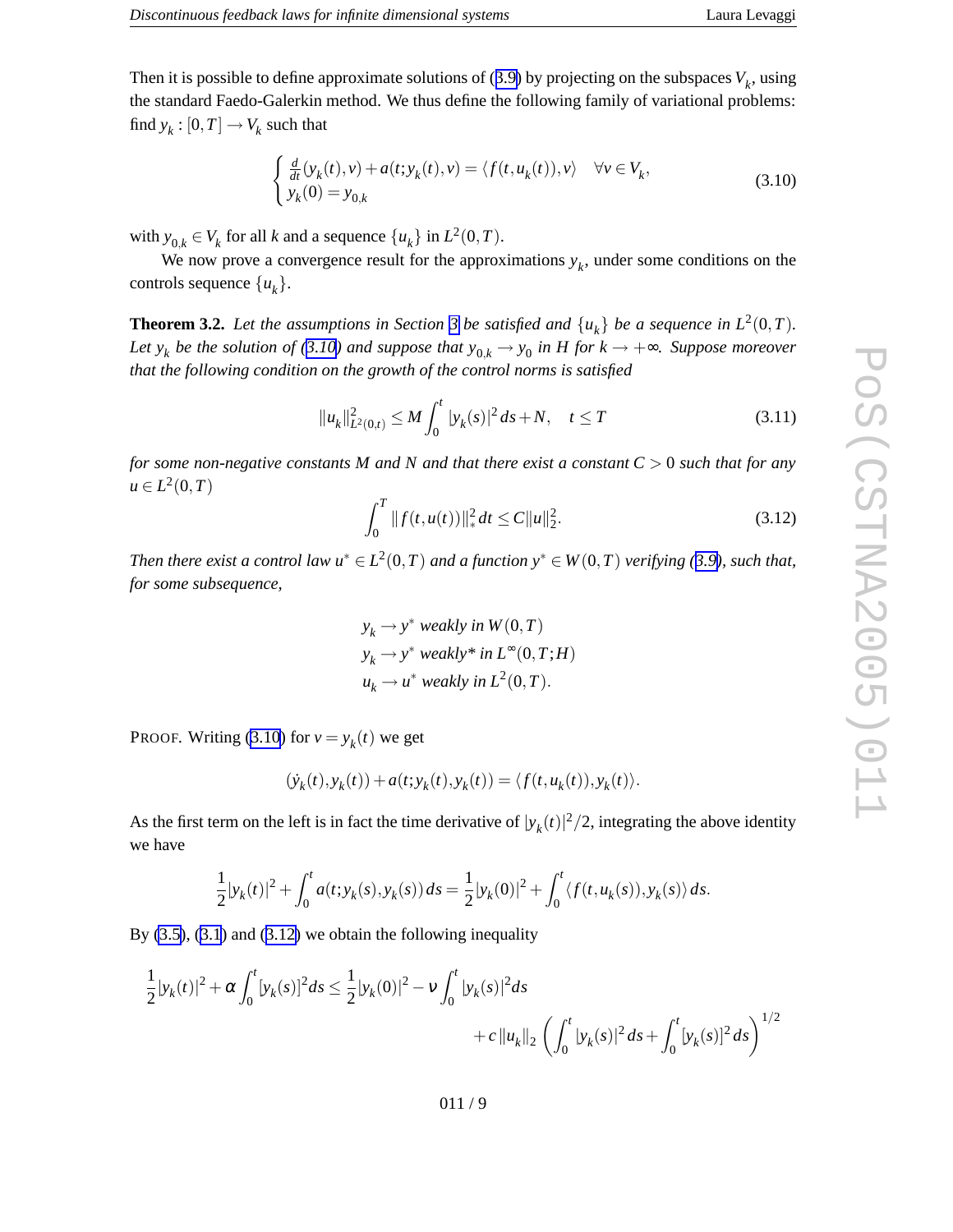Then it is possible to define approximate solutions of (3.9) by projecting on the subspaces $V_k$, using the standard Faedo-Galerkin method. We thus define the following family of variational problems: find $y_k : [0,T] \to V_k$ such that

$$
\begin{cases} \frac{d}{dt}(y_k(t),v) + a(t;y_k(t),v) = \langle f(t,u_k(t)),v \rangle \quad \forall v \in V_k, \\ y_k(0) = y_{0,k} \end{cases} \tag{3.10}
$$

with $y_{0,k} \in V_k$ for all $k$ and a sequence $\{u_k\}$ in $L^2(0,T)$.

We now prove a convergence result for the approximations $y_k$, under some conditions on the controls sequence $\{u_k\}$.

**Theorem 3.2.** *Let the assumptions in Section 3 be satisfied and $\{u_k\}$ be a sequence in $L^2(0,T)$. Let $y_k$ be the solution of (3.10) and suppose that $y_{0,k} \to y_0$ in $H$ for $k \to +\infty$. Suppose moreover that the following condition on the growth of the control norms is satisfied*

$$
\|u_k\|^2_{L^2(0,t)} \leq M \int_0^t |y_k(s)|^2 \, ds + N, \quad t \leq T \tag{3.11}
$$

*for some non-negative constants $M$ and $N$ and that there exist a constant $C > 0$ such that for any $u \in L^2(0,T)$*

$$
\int_0^T \|f(t,u(t))\|_*^2 \, dt \leq C \|u\|_2^2. \tag{3.12}
$$

*Then there exist a control law $u^* \in L^2(0,T)$ and a function $y^* \in W(0,T)$ verifying (3.9), such that, for some subsequence,*

$$
\begin{aligned}
&y_k \to y^* \text{ weakly in } W(0,T) \\
&y_k \to y^* \text{ weakly* in } L^\infty(0,T;H) \\
&u_k \to u^* \text{ weakly in } L^2(0,T).
\end{aligned}
$$

PROOF. Writing (3.10) for $v = y_k(t)$ we get

$$
(\dot{y}_k(t), y_k(t)) + a(t; y_k(t), y_k(t)) = \langle f(t,u_k(t)), y_k(t) \rangle.
$$

As the first term on the left is in fact the time derivative of $|y_k(t)|^2/2$, integrating the above identity we have

$$
\frac{1}{2}|y_k(t)|^2 + \int_0^t a(t; y_k(s), y_k(s)) \, ds = \frac{1}{2}|y_k(0)|^2 + \int_0^t \langle f(t,u_k(s)), y_k(s) \rangle \, ds.
$$

By (3.5), (3.1) and (3.12) we obtain the following inequality

$$
\begin{aligned}
\frac{1}{2}|y_k(t)|^2 + \alpha \int_0^t [y_k(s)]^2 ds \leq \frac{1}{2}|y_k(0)|^2 - \nu \int_0^t |y_k(s)|^2 ds \\
+ c \|u_k\|_2 \left( \int_0^t |y_k(s)|^2 \, ds + \int_0^t [y_k(s)]^2 \, ds \right)^{1/2}
\end{aligned}
$$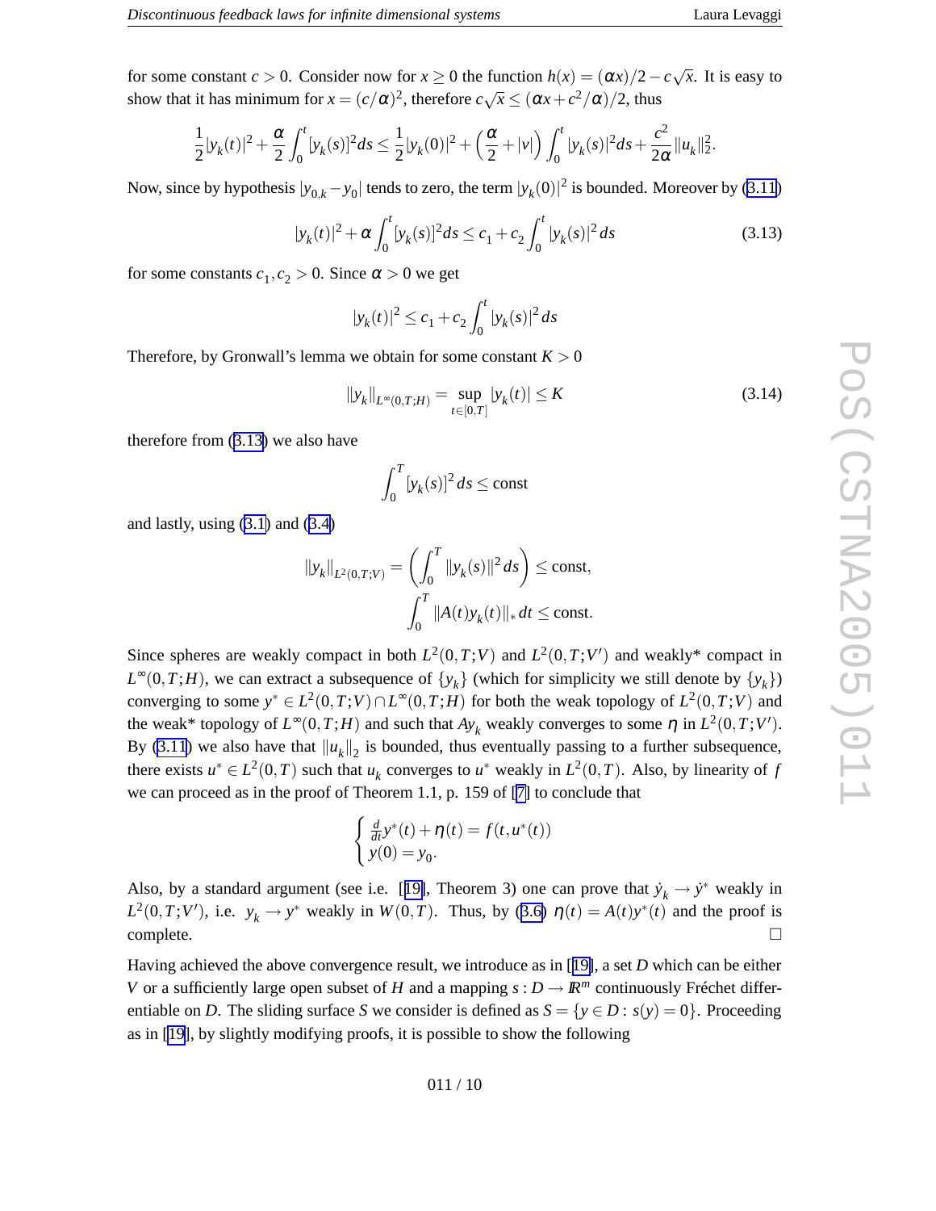for some constant $c > 0$. Consider now for $x \geq 0$ the function $h(x) = (\alpha x)/2 - c\sqrt{x}$. It is easy to show that it has minimum for $x = (c/\alpha)^2$, therefore $c\sqrt{x} \leq (\alpha x + c^2/\alpha)/2$, thus

$$\frac{1}{2}|y_k(t)|^2 + \frac{\alpha}{2}\int_0^t [y_k(s)]^2 ds \leq \frac{1}{2}|y_k(0)|^2 + \left(\frac{\alpha}{2} + |v|\right)\int_0^t |y_k(s)|^2 ds + \frac{c^2}{2\alpha}\|u_k\|_2^2.$$

Now, since by hypothesis $|y_{0,k} - y_0|$ tends to zero, the term $|y_k(0)|^2$ is bounded. Moreover by (3.11)

$$|y_k(t)|^2 + \alpha \int_0^t [y_k(s)]^2 ds \leq c_1 + c_2 \int_0^t |y_k(s)|^2 ds \tag{3.13}$$

for some constants $c_1, c_2 > 0$. Since $\alpha > 0$ we get

$$|y_k(t)|^2 \leq c_1 + c_2 \int_0^t |y_k(s)|^2 ds$$

Therefore, by Gronwall's lemma we obtain for some constant $K > 0$

$$\|y_k\|_{L^\infty(0,T;H)} = \sup_{t\in[0,T]} |y_k(t)| \leq K \tag{3.14}$$

therefore from (3.13) we also have

$$\int_0^T [y_k(s)]^2 ds \leq \text{const}$$

and lastly, using (3.1) and (3.4)

$$\|y_k\|_{L^2(0,T;V)} = \left(\int_0^T \|y_k(s)\|^2 ds\right) \leq \text{const},$$

$$\int_0^T \|A(t)y_k(t)\|_* dt \leq \text{const}.$$

Since spheres are weakly compact in both $L^2(0,T;V)$ and $L^2(0,T;V')$ and weakly* compact in $L^\infty(0,T;H)$, we can extract a subsequence of $\{y_k\}$ (which for simplicity we still denote by $\{y_k\}$) converging to some $y^* \in L^2(0,T;V) \cap L^\infty(0,T;H)$ for both the weak topology of $L^2(0,T;V)$ and the weak* topology of $L^\infty(0,T;H)$ and such that $Ay_k$ weakly converges to some $\eta$ in $L^2(0,T;V')$. By (3.11) we also have that $\|u_k\|_2$ is bounded, thus eventually passing to a further subsequence, there exists $u^* \in L^2(0,T)$ such that $u_k$ converges to $u^*$ weakly in $L^2(0,T)$. Also, by linearity of $f$ we can proceed as in the proof of Theorem 1.1, p. 159 of [7] to conclude that

$$\begin{cases} \frac{d}{dt}y^*(t) + \eta(t) = f(t, u^*(t)) \\ y(0) = y_0. \end{cases}$$

Also, by a standard argument (see i.e. [19], Theorem 3) one can prove that $\dot{y}_k \to \dot{y}^*$ weakly in $L^2(0,T;V')$, i.e. $y_k \to y^*$ weakly in $W(0,T)$. Thus, by (3.6) $\eta(t) = A(t)y^*(t)$ and the proof is complete. □

Having achieved the above convergence result, we introduce as in [19], a set $D$ which can be either $V$ or a sufficiently large open subset of $H$ and a mapping $s : D \to \mathbb{R}^m$ continuously Fréchet differentiable on $D$. The sliding surface $S$ we consider is defined as $S = \{y \in D : s(y) = 0\}$. Proceeding as in [19], by slightly modifying proofs, it is possible to show the following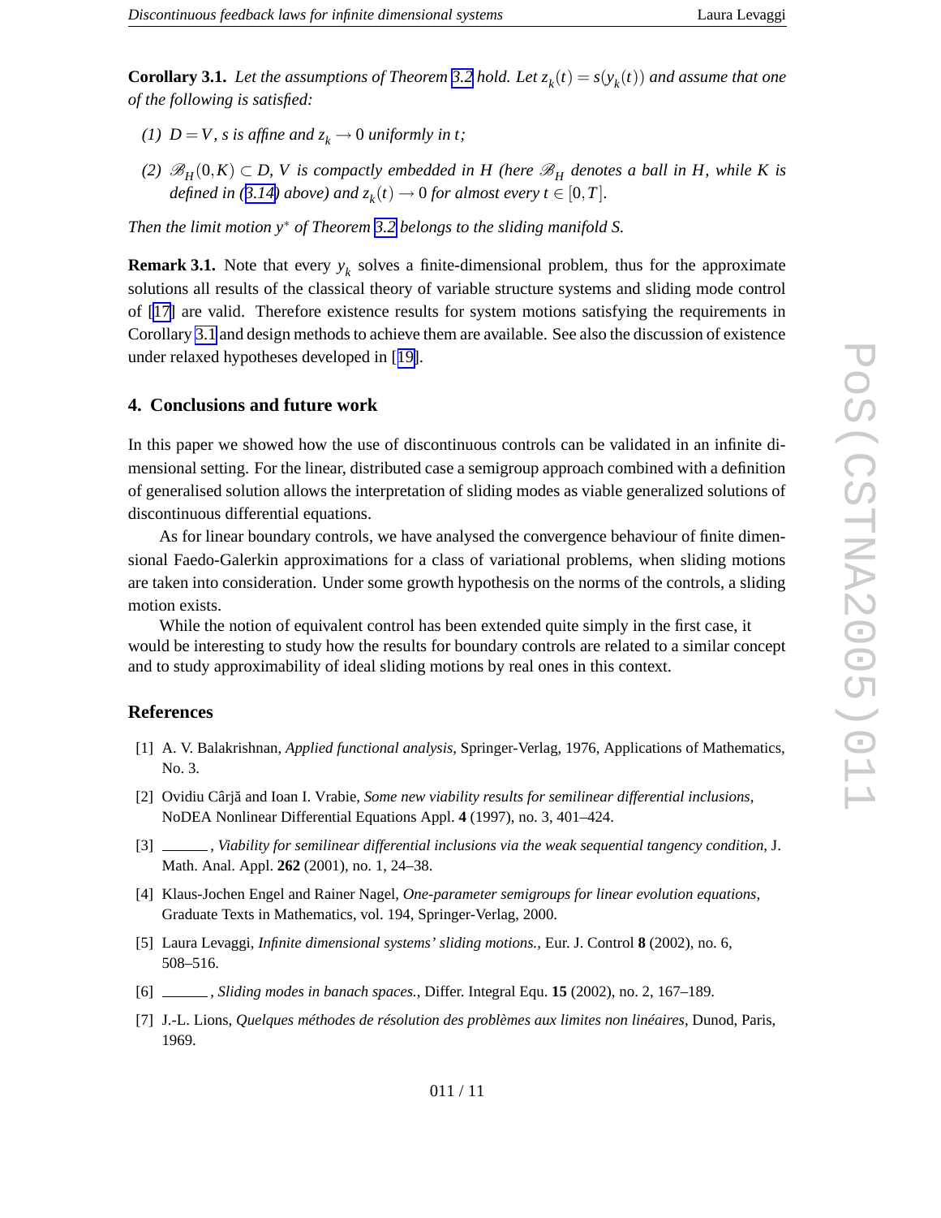**Corollary 3.1.** *Let the assumptions of Theorem 3.2 hold. Let $z_k(t) = s(y_k(t))$ and assume that one of the following is satisfied:*

*(1) $D = V$, $s$ is affine and $z_k \to 0$ uniformly in $t$;*

*(2) $\mathscr{B}_H(0,K) \subset D$, $V$ is compactly embedded in $H$ (here $\mathscr{B}_H$ denotes a ball in $H$, while $K$ is defined in (3.14) above) and $z_k(t) \to 0$ for almost every $t \in [0,T]$.*

*Then the limit motion $y^*$ of Theorem 3.2 belongs to the sliding manifold $S$.*

**Remark 3.1.** Note that every $y_k$ solves a finite-dimensional problem, thus for the approximate solutions all results of the classical theory of variable structure systems and sliding mode control of [17] are valid. Therefore existence results for system motions satisfying the requirements in Corollary 3.1 and design methods to achieve them are available. See also the discussion of existence under relaxed hypotheses developed in [19].

## 4. Conclusions and future work

In this paper we showed how the use of discontinuous controls can be validated in an infinite dimensional setting. For the linear, distributed case a semigroup approach combined with a definition of generalised solution allows the interpretation of sliding modes as viable generalized solutions of discontinuous differential equations.

As for linear boundary controls, we have analysed the convergence behaviour of finite dimensional Faedo-Galerkin approximations for a class of variational problems, when sliding motions are taken into consideration. Under some growth hypothesis on the norms of the controls, a sliding motion exists.

While the notion of equivalent control has been extended quite simply in the first case, it would be interesting to study how the results for boundary controls are related to a similar concept and to study approximability of ideal sliding motions by real ones in this context.

## References

[1] A. V. Balakrishnan, *Applied functional analysis*, Springer-Verlag, 1976, Applications of Mathematics, No. 3.

[2] Ovidiu Cârjă and Ioan I. Vrabie, *Some new viability results for semilinear differential inclusions*, NoDEA Nonlinear Differential Equations Appl. **4** (1997), no. 3, 401–424.

[3] ______ , *Viability for semilinear differential inclusions via the weak sequential tangency condition*, J. Math. Anal. Appl. **262** (2001), no. 1, 24–38.

[4] Klaus-Jochen Engel and Rainer Nagel, *One-parameter semigroups for linear evolution equations*, Graduate Texts in Mathematics, vol. 194, Springer-Verlag, 2000.

[5] Laura Levaggi, *Infinite dimensional systems' sliding motions.*, Eur. J. Control **8** (2002), no. 6, 508–516.

[6] ______ , *Sliding modes in banach spaces.*, Differ. Integral Equ. **15** (2002), no. 2, 167–189.

[7] J.-L. Lions, *Quelques méthodes de résolution des problèmes aux limites non linéaires*, Dunod, Paris, 1969.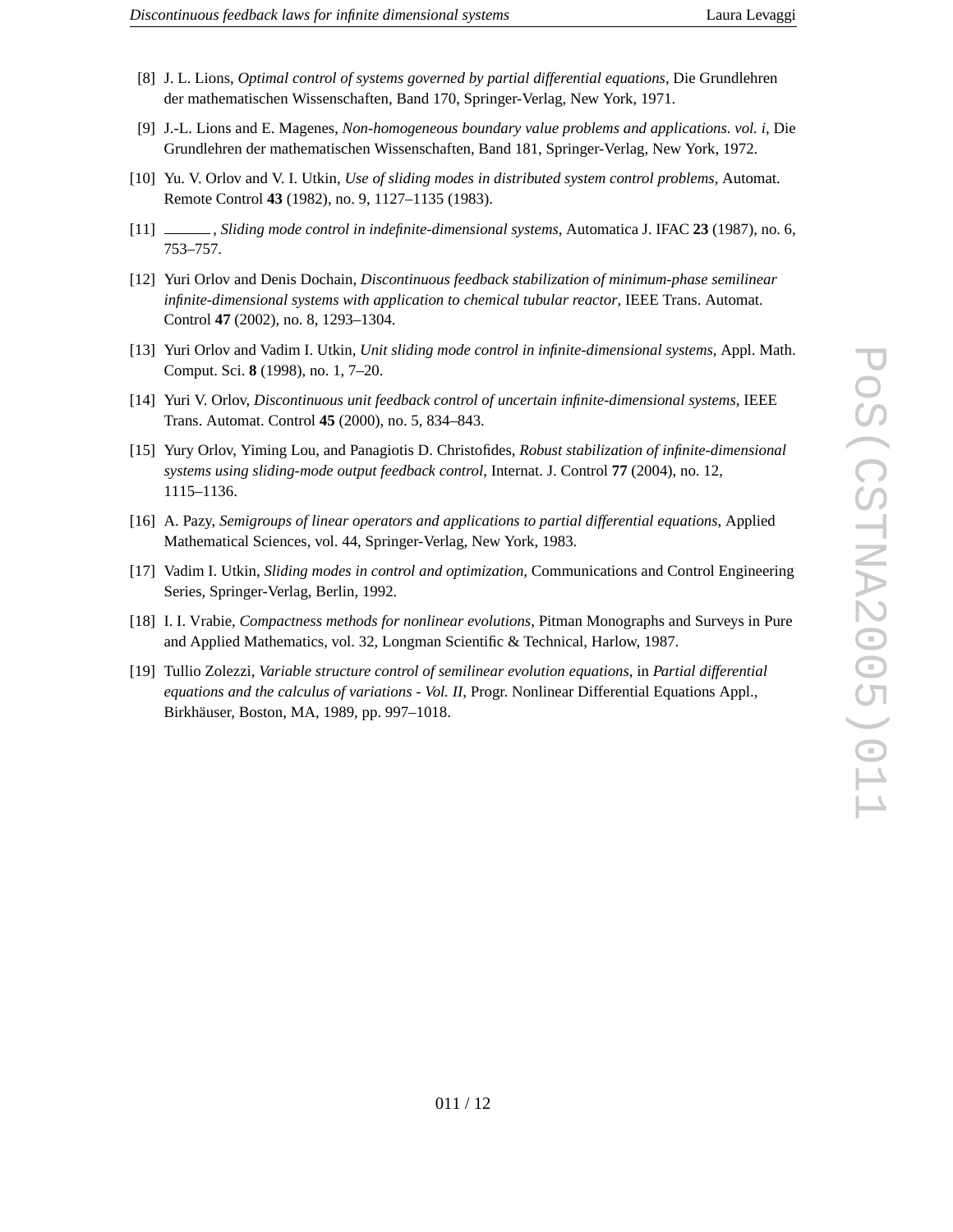[8] J. L. Lions, *Optimal control of systems governed by partial differential equations*, Die Grundlehren der mathematischen Wissenschaften, Band 170, Springer-Verlag, New York, 1971.

[9] J.-L. Lions and E. Magenes, *Non-homogeneous boundary value problems and applications. vol. i*, Die Grundlehren der mathematischen Wissenschaften, Band 181, Springer-Verlag, New York, 1972.

[10] Yu. V. Orlov and V. I. Utkin, *Use of sliding modes in distributed system control problems*, Automat. Remote Control **43** (1982), no. 9, 1127–1135 (1983).

[11] ______, *Sliding mode control in indefinite-dimensional systems*, Automatica J. IFAC **23** (1987), no. 6, 753–757.

[12] Yuri Orlov and Denis Dochain, *Discontinuous feedback stabilization of minimum-phase semilinear infinite-dimensional systems with application to chemical tubular reactor*, IEEE Trans. Automat. Control **47** (2002), no. 8, 1293–1304.

[13] Yuri Orlov and Vadim I. Utkin, *Unit sliding mode control in infinite-dimensional systems*, Appl. Math. Comput. Sci. **8** (1998), no. 1, 7–20.

[14] Yuri V. Orlov, *Discontinuous unit feedback control of uncertain infinite-dimensional systems*, IEEE Trans. Automat. Control **45** (2000), no. 5, 834–843.

[15] Yury Orlov, Yiming Lou, and Panagiotis D. Christofides, *Robust stabilization of infinite-dimensional systems using sliding-mode output feedback control*, Internat. J. Control **77** (2004), no. 12, 1115–1136.

[16] A. Pazy, *Semigroups of linear operators and applications to partial differential equations*, Applied Mathematical Sciences, vol. 44, Springer-Verlag, New York, 1983.

[17] Vadim I. Utkin, *Sliding modes in control and optimization*, Communications and Control Engineering Series, Springer-Verlag, Berlin, 1992.

[18] I. I. Vrabie, *Compactness methods for nonlinear evolutions*, Pitman Monographs and Surveys in Pure and Applied Mathematics, vol. 32, Longman Scientific & Technical, Harlow, 1987.

[19] Tullio Zolezzi, *Variable structure control of semilinear evolution equations*, in *Partial differential equations and the calculus of variations - Vol. II*, Progr. Nonlinear Differential Equations Appl., Birkhäuser, Boston, MA, 1989, pp. 997–1018.